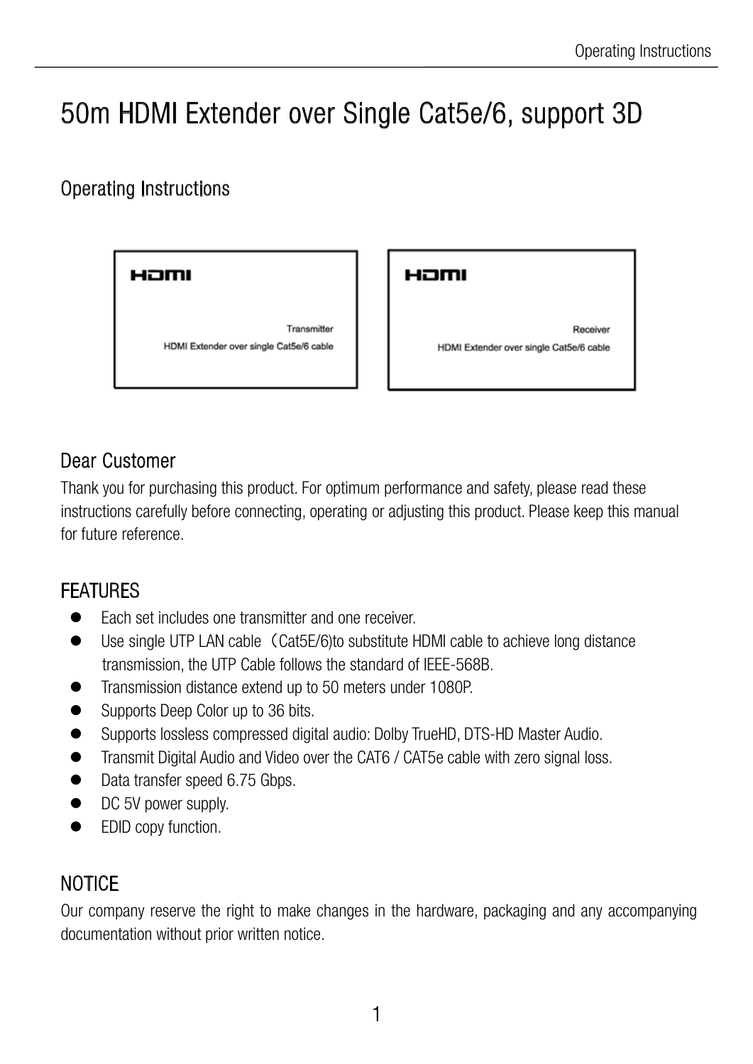# 50m HDMI Extender over Single Cat5e/6, support 3D

## Operating Instructions

HDMI

Transmitter

HDMI Extender over single Cat5e/6 cable

HDMI

Receiver

HDMI Extender over single Cat5e/6 cable

## Dear Customer

Thank you for purchasing this product. For optimum performance and safety, please read these instructions carefully before connecting, operating or adjusting this product. Please keep this manual for future reference.

## FEATURES

- Each set includes one transmitter and one receiver.
- Use single UTP LAN cable（Cat5E/6)to substitute HDMI cable to achieve long distance transmission, the UTP Cable follows the standard of IEEE-568B.
- Transmission distance extend up to 50 meters under 1080P.
- Supports Deep Color up to 36 bits.
- Supports lossless compressed digital audio: Dolby TrueHD, DTS-HD Master Audio.
- Transmit Digital Audio and Video over the CAT6 / CAT5e cable with zero signal loss.
- Data transfer speed 6.75 Gbps.
- DC 5V power supply.
- EDID copy function.

## NOTICE

Our company reserve the right to make changes in the hardware, packaging and any accompanying documentation without prior written notice.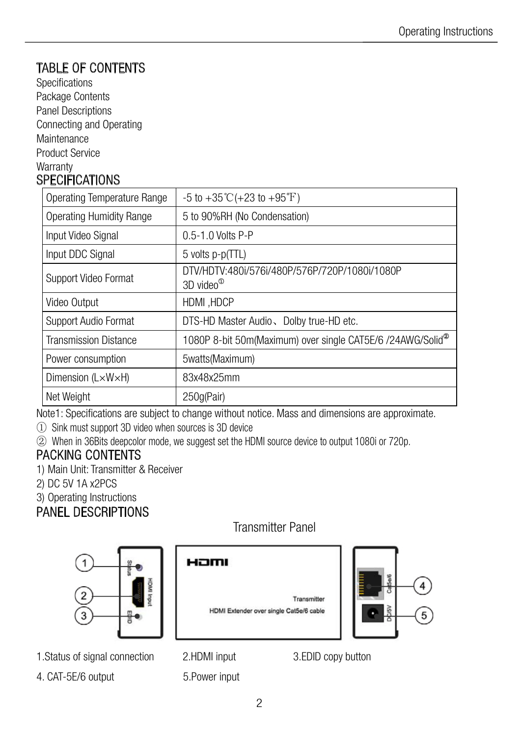## TABLE OF CONTENTS

Specifications
Package Contents
Panel Descriptions
Connecting and Operating
Maintenance
Product Service
Warranty

## SPECIFICATIONS

| | |
|---|---|
| Operating Temperature Range | -5 to +35℃(+23 to +95℉) |
| Operating Humidity Range | 5 to 90%RH (No Condensation) |
| Input Video Signal | 0.5-1.0 Volts P-P |
| Input DDC Signal | 5 volts p-p(TTL) |
| Support Video Format | DTV/HDTV:480i/576i/480P/576P/720P/1080i/1080P 3D video① |
| Video Output | HDMI ,HDCP |
| Support Audio Format | DTS-HD Master Audio、Dolby true-HD etc. |
| Transmission Distance | 1080P 8-bit 50m(Maximum) over single CAT5E/6 /24AWG/Solid② |
| Power consumption | 5watts(Maximum) |
| Dimension (L×W×H) | 83x48x25mm |
| Net Weight | 250g(Pair) |

Note1: Specifications are subject to change without notice. Mass and dimensions are approximate.

① Sink must support 3D video when sources is 3D device

② When in 36Bits deepcolor mode, we suggest set the HDMI source device to output 1080i or 720p.

## PACKING CONTENTS

1) Main Unit: Transmitter & Receiver
2) DC 5V 1A x2PCS
3) Operating Instructions

## PANEL DESCRIPTIONS

Transmitter Panel

1.Status of signal connection  2.HDMI input  3.EDID copy button

4. CAT-5E/6 output  5.Power input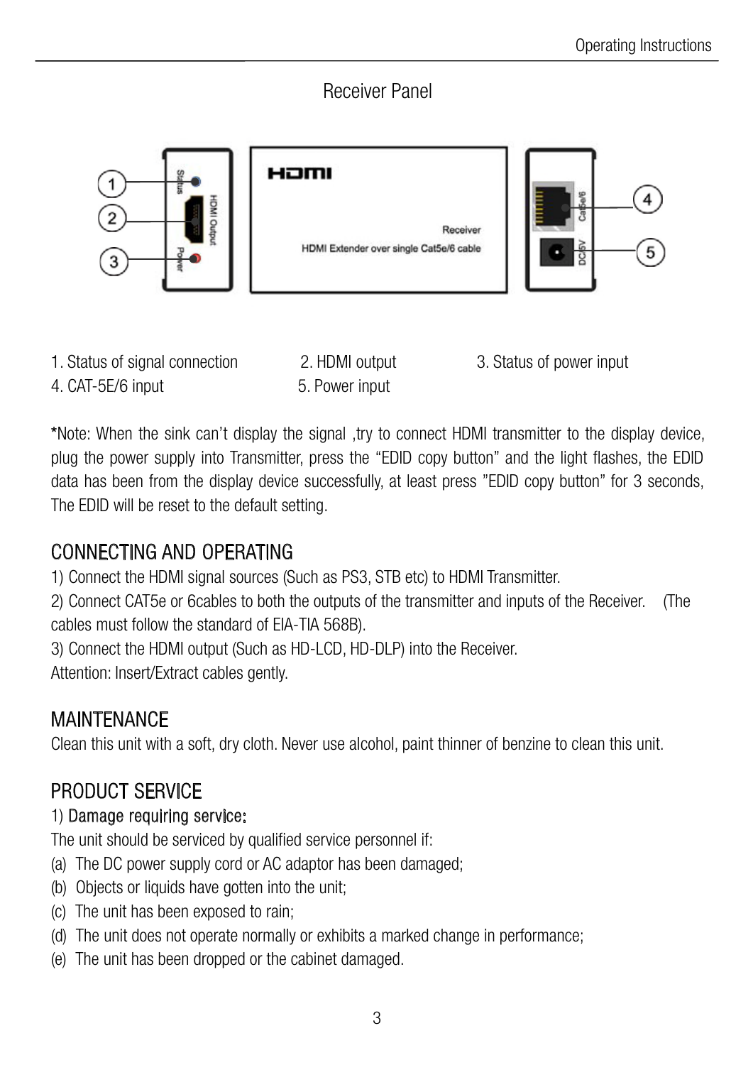## Receiver Panel

1. Status of signal connection
2. HDMI output
3. Status of power input
4. CAT-5E/6 input
5. Power input

*Note: When the sink can't display the signal ,try to connect HDMI transmitter to the display device, plug the power supply into Transmitter, press the "EDID copy button" and the light flashes, the EDID data has been from the display device successfully, at least press "EDID copy button" for 3 seconds, The EDID will be reset to the default setting.

## CONNECTING AND OPERATING

1) Connect the HDMI signal sources (Such as PS3, STB etc) to HDMI Transmitter.
2) Connect CAT5e or 6cables to both the outputs of the transmitter and inputs of the Receiver. (The cables must follow the standard of EIA-TIA 568B).
3) Connect the HDMI output (Such as HD-LCD, HD-DLP) into the Receiver.

Attention: Insert/Extract cables gently.

## MAINTENANCE

Clean this unit with a soft, dry cloth. Never use alcohol, paint thinner of benzine to clean this unit.

## PRODUCT SERVICE

1) Damage requiring service:

The unit should be serviced by qualified service personnel if:

(a) The DC power supply cord or AC adaptor has been damaged;
(b) Objects or liquids have gotten into the unit;
(c) The unit has been exposed to rain;
(d) The unit does not operate normally or exhibits a marked change in performance;
(e) The unit has been dropped or the cabinet damaged.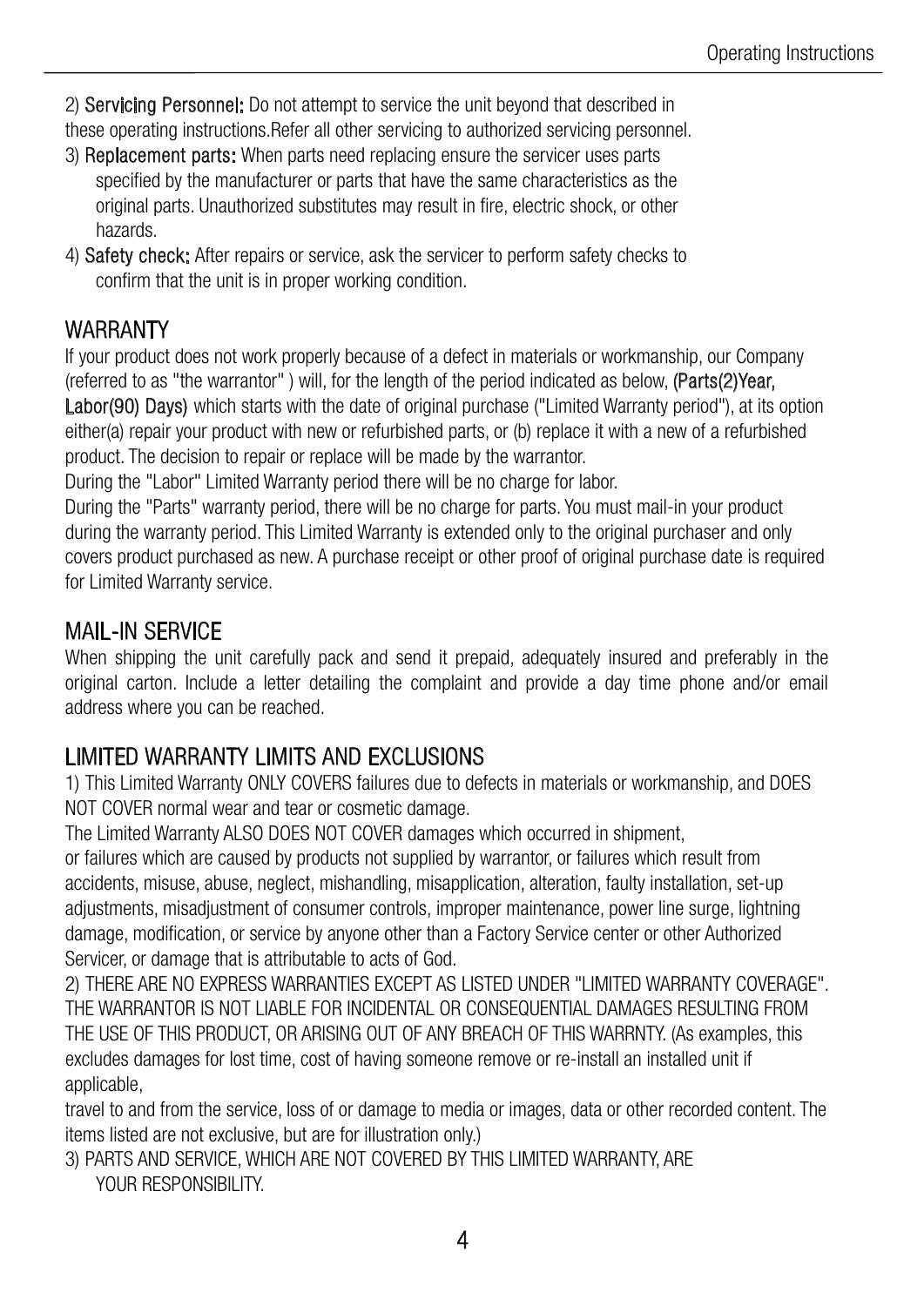2) **Servicing Personnel:** Do not attempt to service the unit beyond that described in these operating instructions.Refer all other servicing to authorized servicing personnel.

3) **Replacement parts:** When parts need replacing ensure the servicer uses parts specified by the manufacturer or parts that have the same characteristics as the original parts. Unauthorized substitutes may result in fire, electric shock, or other hazards.

4) **Safety check:** After repairs or service, ask the servicer to perform safety checks to confirm that the unit is in proper working condition.

## WARRANTY

If your product does not work properly because of a defect in materials or workmanship, our Company (referred to as "the warrantor" ) will, for the length of the period indicated as below, **(Parts(2)Year, Labor(90) Days)** which starts with the date of original purchase ("Limited Warranty period"), at its option either(a) repair your product with new or refurbished parts, or (b) replace it with a new of a refurbished product. The decision to repair or replace will be made by the warrantor.

During the "Labor" Limited Warranty period there will be no charge for labor.

During the "Parts" warranty period, there will be no charge for parts. You must mail-in your product during the warranty period. This Limited Warranty is extended only to the original purchaser and only covers product purchased as new. A purchase receipt or other proof of original purchase date is required for Limited Warranty service.

## MAIL-IN SERVICE

When shipping the unit carefully pack and send it prepaid, adequately insured and preferably in the original carton. Include a letter detailing the complaint and provide a day time phone and/or email address where you can be reached.

## LIMITED WARRANTY LIMITS AND EXCLUSIONS

1) This Limited Warranty ONLY COVERS failures due to defects in materials or workmanship, and DOES NOT COVER normal wear and tear or cosmetic damage.

The Limited Warranty ALSO DOES NOT COVER damages which occurred in shipment, or failures which are caused by products not supplied by warrantor, or failures which result from accidents, misuse, abuse, neglect, mishandling, misapplication, alteration, faulty installation, set-up adjustments, misadjustment of consumer controls, improper maintenance, power line surge, lightning damage, modification, or service by anyone other than a Factory Service center or other Authorized Servicer, or damage that is attributable to acts of God.

2) THERE ARE NO EXPRESS WARRANTIES EXCEPT AS LISTED UNDER "LIMITED WARRANTY COVERAGE". THE WARRANTOR IS NOT LIABLE FOR INCIDENTAL OR CONSEQUENTIAL DAMAGES RESULTING FROM THE USE OF THIS PRODUCT, OR ARISING OUT OF ANY BREACH OF THIS WARRNTY. (As examples, this excludes damages for lost time, cost of having someone remove or re-install an installed unit if applicable,

travel to and from the service, loss of or damage to media or images, data or other recorded content. The items listed are not exclusive, but are for illustration only.)

3) PARTS AND SERVICE, WHICH ARE NOT COVERED BY THIS LIMITED WARRANTY, ARE YOUR RESPONSIBILITY.